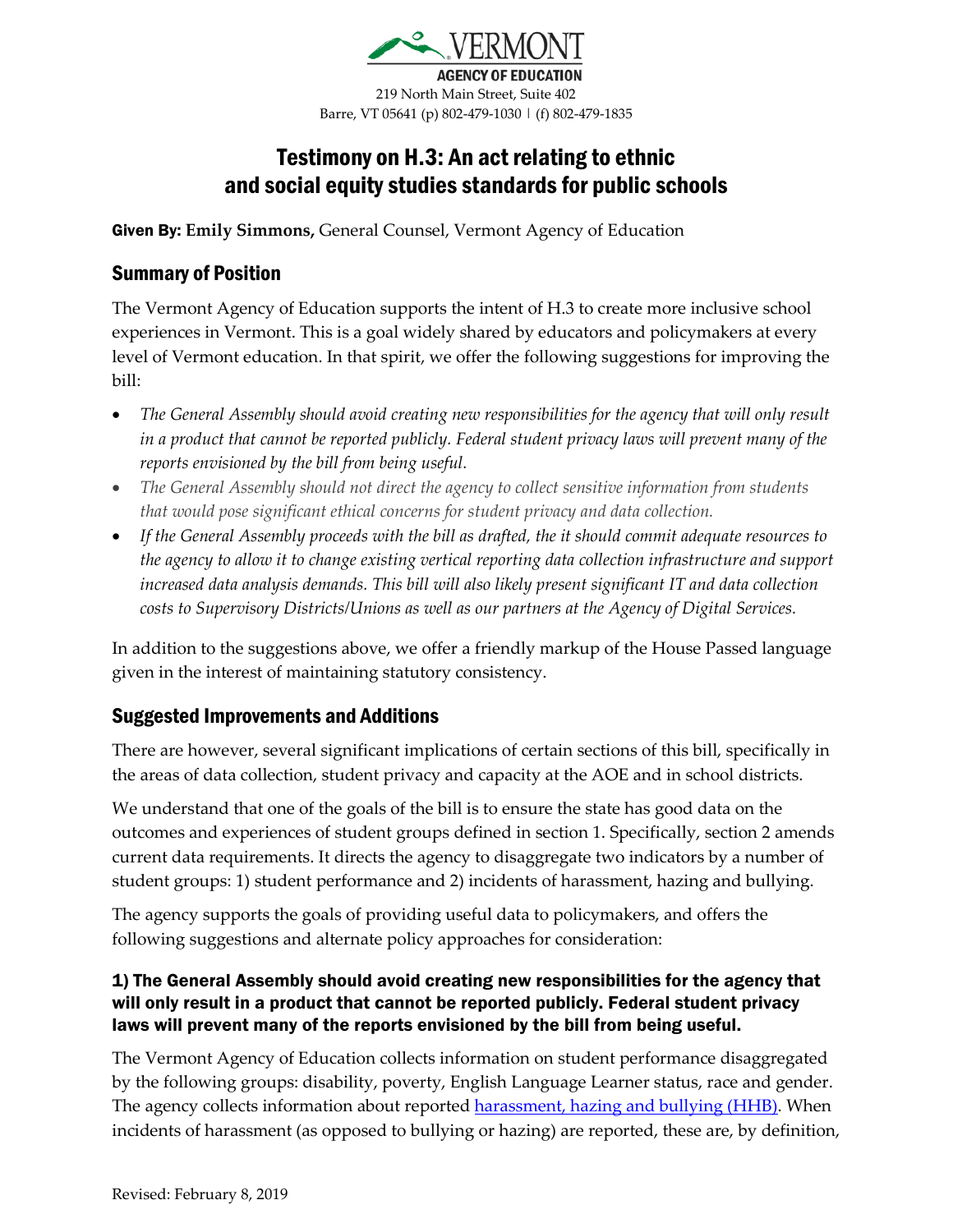VERMONT

AGENCY OF EDUCATION

219 North Main Street, Suite 402
Barre, VT 05641 (p) 802-479-1030 | (f) 802-479-1835

# Testimony on H.3: An act relating to ethnic and social equity studies standards for public schools

**Given By: Emily Simmons,** General Counsel, Vermont Agency of Education

## Summary of Position

The Vermont Agency of Education supports the intent of H.3 to create more inclusive school experiences in Vermont. This is a goal widely shared by educators and policymakers at every level of Vermont education. In that spirit, we offer the following suggestions for improving the bill:

- *The General Assembly should avoid creating new responsibilities for the agency that will only result in a product that cannot be reported publicly. Federal student privacy laws will prevent many of the reports envisioned by the bill from being useful.*
- *The General Assembly should not direct the agency to collect sensitive information from students that would pose significant ethical concerns for student privacy and data collection.*
- *If the General Assembly proceeds with the bill as drafted, the it should commit adequate resources to the agency to allow it to change existing vertical reporting data collection infrastructure and support increased data analysis demands. This bill will also likely present significant IT and data collection costs to Supervisory Districts/Unions as well as our partners at the Agency of Digital Services.*

In addition to the suggestions above, we offer a friendly markup of the House Passed language given in the interest of maintaining statutory consistency.

## Suggested Improvements and Additions

There are however, several significant implications of certain sections of this bill, specifically in the areas of data collection, student privacy and capacity at the AOE and in school districts.

We understand that one of the goals of the bill is to ensure the state has good data on the outcomes and experiences of student groups defined in section 1. Specifically, section 2 amends current data requirements. It directs the agency to disaggregate two indicators by a number of student groups: 1) student performance and 2) incidents of harassment, hazing and bullying.

The agency supports the goals of providing useful data to policymakers, and offers the following suggestions and alternate policy approaches for consideration:

### 1) The General Assembly should avoid creating new responsibilities for the agency that will only result in a product that cannot be reported publicly. Federal student privacy laws will prevent many of the reports envisioned by the bill from being useful.

The Vermont Agency of Education collects information on student performance disaggregated by the following groups: disability, poverty, English Language Learner status, race and gender. The agency collects information about reported [harassment, hazing and bullying (HHB)](). When incidents of harassment (as opposed to bullying or hazing) are reported, these are, by definition,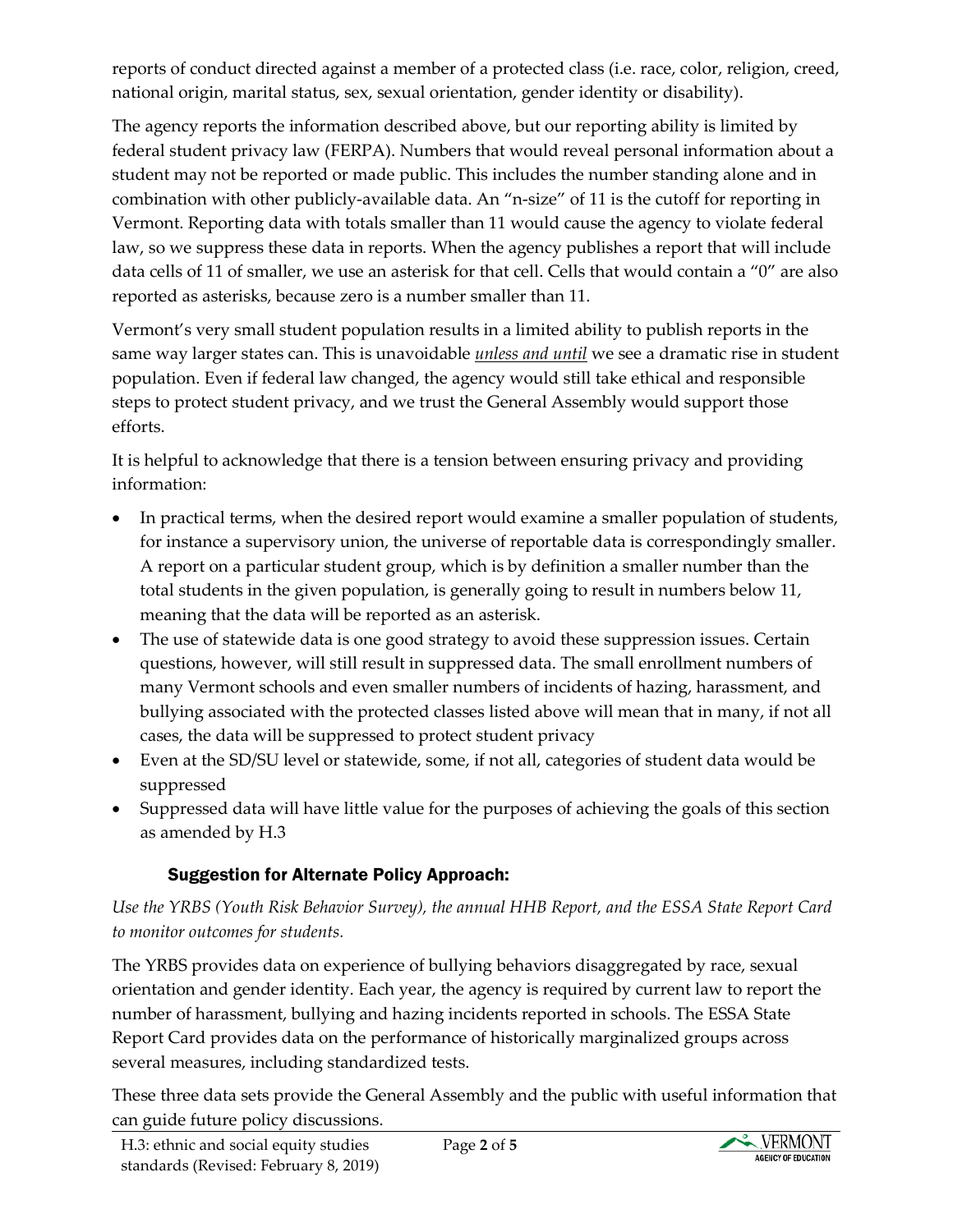reports of conduct directed against a member of a protected class (i.e. race, color, religion, creed, national origin, marital status, sex, sexual orientation, gender identity or disability).

The agency reports the information described above, but our reporting ability is limited by federal student privacy law (FERPA). Numbers that would reveal personal information about a student may not be reported or made public. This includes the number standing alone and in combination with other publicly-available data. An "n-size" of 11 is the cutoff for reporting in Vermont. Reporting data with totals smaller than 11 would cause the agency to violate federal law, so we suppress these data in reports. When the agency publishes a report that will include data cells of 11 of smaller, we use an asterisk for that cell. Cells that would contain a "0" are also reported as asterisks, because zero is a number smaller than 11.

Vermont's very small student population results in a limited ability to publish reports in the same way larger states can. This is unavoidable *unless and until* we see a dramatic rise in student population. Even if federal law changed, the agency would still take ethical and responsible steps to protect student privacy, and we trust the General Assembly would support those efforts.

It is helpful to acknowledge that there is a tension between ensuring privacy and providing information:

- In practical terms, when the desired report would examine a smaller population of students, for instance a supervisory union, the universe of reportable data is correspondingly smaller. A report on a particular student group, which is by definition a smaller number than the total students in the given population, is generally going to result in numbers below 11, meaning that the data will be reported as an asterisk.
- The use of statewide data is one good strategy to avoid these suppression issues. Certain questions, however, will still result in suppressed data. The small enrollment numbers of many Vermont schools and even smaller numbers of incidents of hazing, harassment, and bullying associated with the protected classes listed above will mean that in many, if not all cases, the data will be suppressed to protect student privacy
- Even at the SD/SU level or statewide, some, if not all, categories of student data would be suppressed
- Suppressed data will have little value for the purposes of achieving the goals of this section as amended by H.3

### Suggestion for Alternate Policy Approach:

*Use the YRBS (Youth Risk Behavior Survey), the annual HHB Report, and the ESSA State Report Card to monitor outcomes for students.*

The YRBS provides data on experience of bullying behaviors disaggregated by race, sexual orientation and gender identity. Each year, the agency is required by current law to report the number of harassment, bullying and hazing incidents reported in schools. The ESSA State Report Card provides data on the performance of historically marginalized groups across several measures, including standardized tests.

These three data sets provide the General Assembly and the public with useful information that can guide future policy discussions.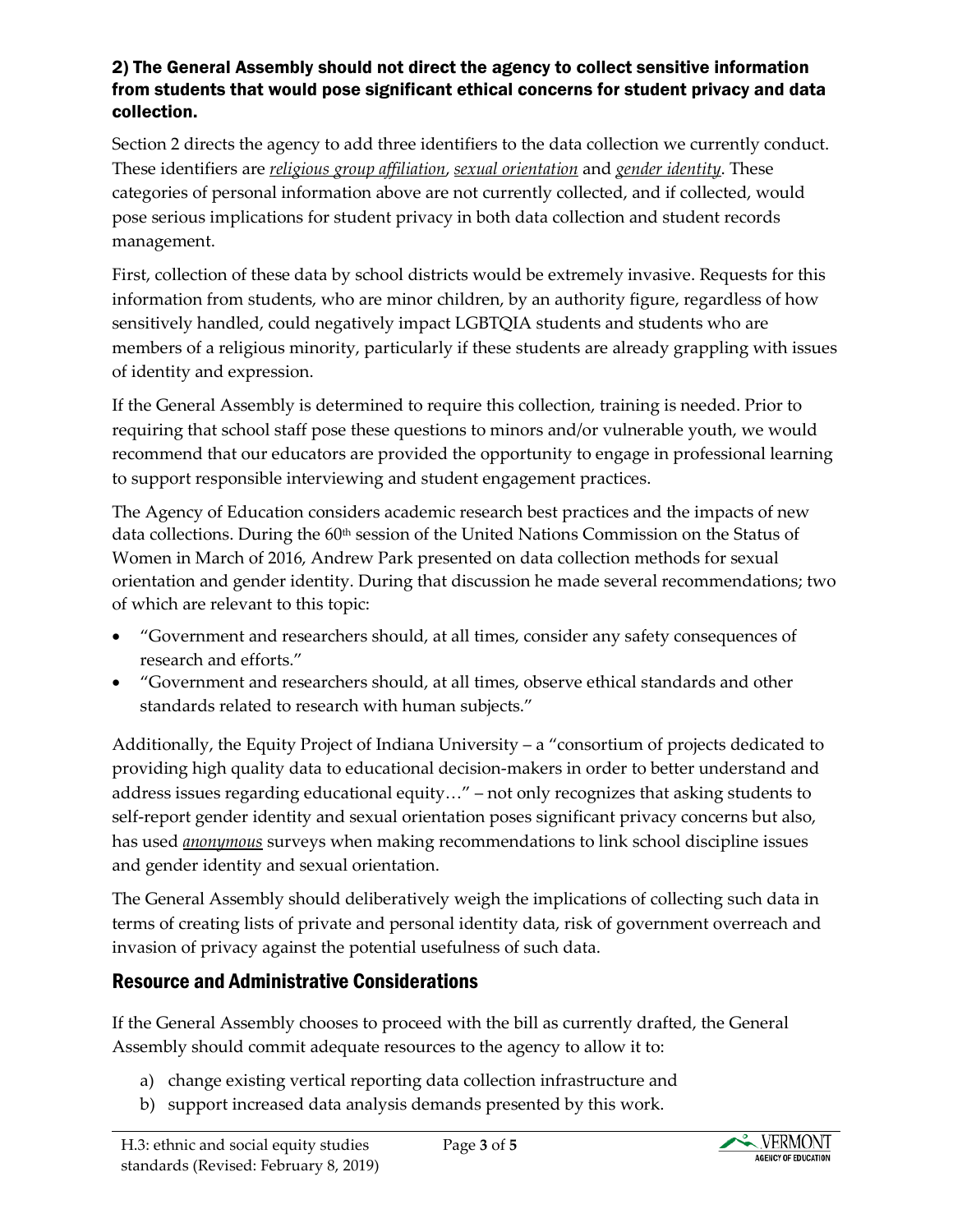## 2) The General Assembly should not direct the agency to collect sensitive information from students that would pose significant ethical concerns for student privacy and data collection.

Section 2 directs the agency to add three identifiers to the data collection we currently conduct. These identifiers are *religious group affiliation*, *sexual orientation* and *gender identity*. These categories of personal information above are not currently collected, and if collected, would pose serious implications for student privacy in both data collection and student records management.

First, collection of these data by school districts would be extremely invasive. Requests for this information from students, who are minor children, by an authority figure, regardless of how sensitively handled, could negatively impact LGBTQIA students and students who are members of a religious minority, particularly if these students are already grappling with issues of identity and expression.

If the General Assembly is determined to require this collection, training is needed. Prior to requiring that school staff pose these questions to minors and/or vulnerable youth, we would recommend that our educators are provided the opportunity to engage in professional learning to support responsible interviewing and student engagement practices.

The Agency of Education considers academic research best practices and the impacts of new data collections. During the 60th session of the United Nations Commission on the Status of Women in March of 2016, Andrew Park presented on data collection methods for sexual orientation and gender identity. During that discussion he made several recommendations; two of which are relevant to this topic:

- "Government and researchers should, at all times, consider any safety consequences of research and efforts."
- "Government and researchers should, at all times, observe ethical standards and other standards related to research with human subjects."

Additionally, the Equity Project of Indiana University – a "consortium of projects dedicated to providing high quality data to educational decision-makers in order to better understand and address issues regarding educational equity…" – not only recognizes that asking students to self-report gender identity and sexual orientation poses significant privacy concerns but also, has used ***anonymous*** surveys when making recommendations to link school discipline issues and gender identity and sexual orientation.

The General Assembly should deliberatively weigh the implications of collecting such data in terms of creating lists of private and personal identity data, risk of government overreach and invasion of privacy against the potential usefulness of such data.

## Resource and Administrative Considerations

If the General Assembly chooses to proceed with the bill as currently drafted, the General Assembly should commit adequate resources to the agency to allow it to:

a) change existing vertical reporting data collection infrastructure and
b) support increased data analysis demands presented by this work.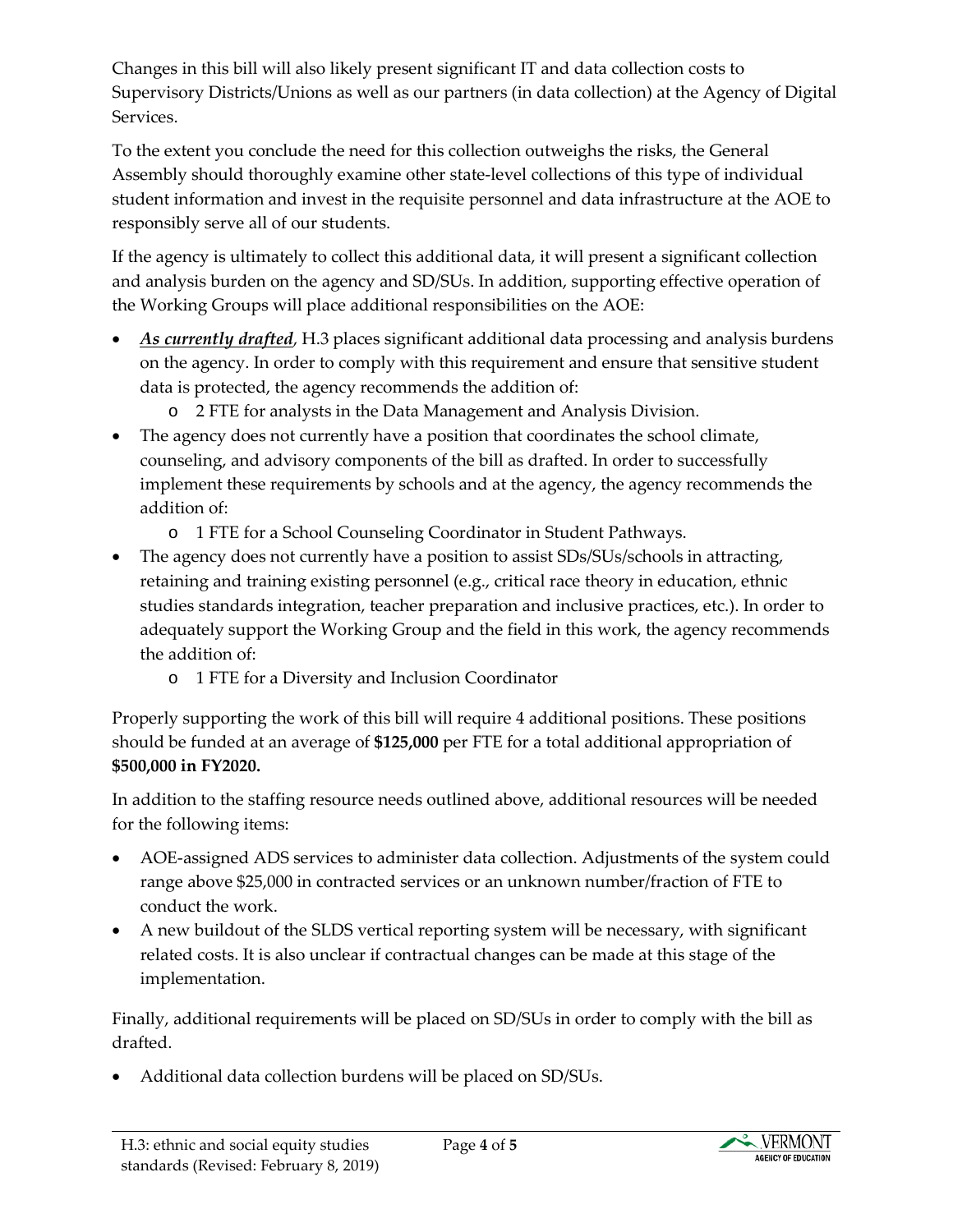Changes in this bill will also likely present significant IT and data collection costs to Supervisory Districts/Unions as well as our partners (in data collection) at the Agency of Digital Services.

To the extent you conclude the need for this collection outweighs the risks, the General Assembly should thoroughly examine other state-level collections of this type of individual student information and invest in the requisite personnel and data infrastructure at the AOE to responsibly serve all of our students.

If the agency is ultimately to collect this additional data, it will present a significant collection and analysis burden on the agency and SD/SUs. In addition, supporting effective operation of the Working Groups will place additional responsibilities on the AOE:

- ***As currently drafted***, H.3 places significant additional data processing and analysis burdens on the agency. In order to comply with this requirement and ensure that sensitive student data is protected, the agency recommends the addition of:
  - 2 FTE for analysts in the Data Management and Analysis Division.
- The agency does not currently have a position that coordinates the school climate, counseling, and advisory components of the bill as drafted. In order to successfully implement these requirements by schools and at the agency, the agency recommends the addition of:
  - 1 FTE for a School Counseling Coordinator in Student Pathways.
- The agency does not currently have a position to assist SDs/SUs/schools in attracting, retaining and training existing personnel (e.g., critical race theory in education, ethnic studies standards integration, teacher preparation and inclusive practices, etc.). In order to adequately support the Working Group and the field in this work, the agency recommends the addition of:
  - 1 FTE for a Diversity and Inclusion Coordinator

Properly supporting the work of this bill will require 4 additional positions. These positions should be funded at an average of **$125,000** per FTE for a total additional appropriation of **$500,000 in FY2020.**

In addition to the staffing resource needs outlined above, additional resources will be needed for the following items:

- AOE-assigned ADS services to administer data collection. Adjustments of the system could range above $25,000 in contracted services or an unknown number/fraction of FTE to conduct the work.
- A new buildout of the SLDS vertical reporting system will be necessary, with significant related costs. It is also unclear if contractual changes can be made at this stage of the implementation.

Finally, additional requirements will be placed on SD/SUs in order to comply with the bill as drafted.

- Additional data collection burdens will be placed on SD/SUs.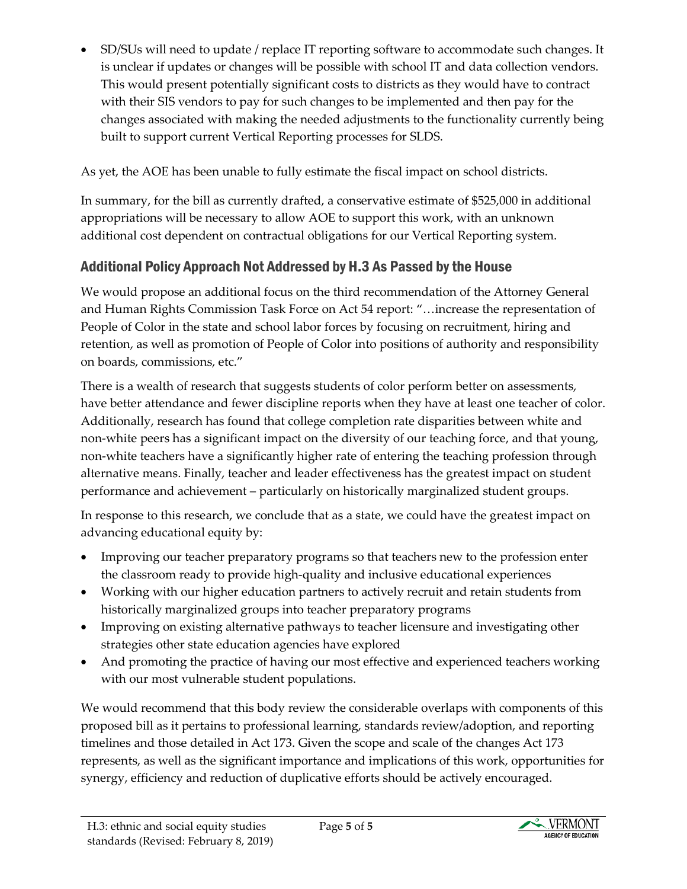- SD/SUs will need to update / replace IT reporting software to accommodate such changes. It is unclear if updates or changes will be possible with school IT and data collection vendors. This would present potentially significant costs to districts as they would have to contract with their SIS vendors to pay for such changes to be implemented and then pay for the changes associated with making the needed adjustments to the functionality currently being built to support current Vertical Reporting processes for SLDS.

As yet, the AOE has been unable to fully estimate the fiscal impact on school districts.

In summary, for the bill as currently drafted, a conservative estimate of $525,000 in additional appropriations will be necessary to allow AOE to support this work, with an unknown additional cost dependent on contractual obligations for our Vertical Reporting system.

## Additional Policy Approach Not Addressed by H.3 As Passed by the House

We would propose an additional focus on the third recommendation of the Attorney General and Human Rights Commission Task Force on Act 54 report: "…increase the representation of People of Color in the state and school labor forces by focusing on recruitment, hiring and retention, as well as promotion of People of Color into positions of authority and responsibility on boards, commissions, etc."

There is a wealth of research that suggests students of color perform better on assessments, have better attendance and fewer discipline reports when they have at least one teacher of color. Additionally, research has found that college completion rate disparities between white and non-white peers has a significant impact on the diversity of our teaching force, and that young, non-white teachers have a significantly higher rate of entering the teaching profession through alternative means. Finally, teacher and leader effectiveness has the greatest impact on student performance and achievement – particularly on historically marginalized student groups.

In response to this research, we conclude that as a state, we could have the greatest impact on advancing educational equity by:

- Improving our teacher preparatory programs so that teachers new to the profession enter the classroom ready to provide high-quality and inclusive educational experiences
- Working with our higher education partners to actively recruit and retain students from historically marginalized groups into teacher preparatory programs
- Improving on existing alternative pathways to teacher licensure and investigating other strategies other state education agencies have explored
- And promoting the practice of having our most effective and experienced teachers working with our most vulnerable student populations.

We would recommend that this body review the considerable overlaps with components of this proposed bill as it pertains to professional learning, standards review/adoption, and reporting timelines and those detailed in Act 173. Given the scope and scale of the changes Act 173 represents, as well as the significant importance and implications of this work, opportunities for synergy, efficiency and reduction of duplicative efforts should be actively encouraged.